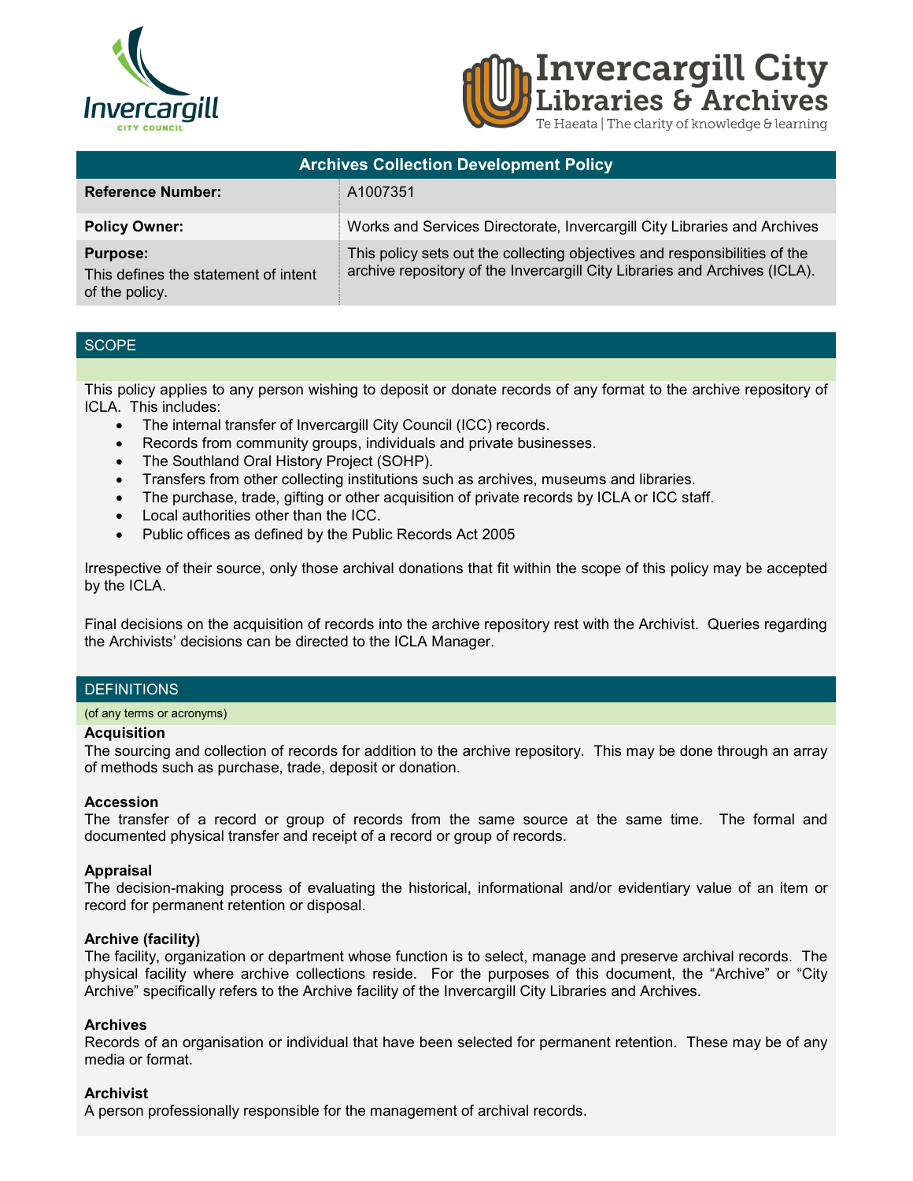# Archives Collection Development Policy

| Archives Collection Development Policy | |
|---|---|
| **Reference Number:** | A1007351 |
| **Policy Owner:** | Works and Services Directorate, Invercargill City Libraries and Archives |
| **Purpose:** This defines the statement of intent of the policy. | This policy sets out the collecting objectives and responsibilities of the archive repository of the Invercargill City Libraries and Archives (ICLA). |

## SCOPE

This policy applies to any person wishing to deposit or donate records of any format to the archive repository of ICLA. This includes:

- The internal transfer of Invercargill City Council (ICC) records.
- Records from community groups, individuals and private businesses.
- The Southland Oral History Project (SOHP).
- Transfers from other collecting institutions such as archives, museums and libraries.
- The purchase, trade, gifting or other acquisition of private records by ICLA or ICC staff.
- Local authorities other than the ICC.
- Public offices as defined by the Public Records Act 2005

Irrespective of their source, only those archival donations that fit within the scope of this policy may be accepted by the ICLA.

Final decisions on the acquisition of records into the archive repository rest with the Archivist. Queries regarding the Archivists' decisions can be directed to the ICLA Manager.

## DEFINITIONS

(of any terms or acronyms)

**Acquisition**
The sourcing and collection of records for addition to the archive repository. This may be done through an array of methods such as purchase, trade, deposit or donation.

**Accession**
The transfer of a record or group of records from the same source at the same time. The formal and documented physical transfer and receipt of a record or group of records.

**Appraisal**
The decision-making process of evaluating the historical, informational and/or evidentiary value of an item or record for permanent retention or disposal.

**Archive (facility)**
The facility, organization or department whose function is to select, manage and preserve archival records. The physical facility where archive collections reside. For the purposes of this document, the "Archive" or "City Archive" specifically refers to the Archive facility of the Invercargill City Libraries and Archives.

**Archives**
Records of an organisation or individual that have been selected for permanent retention. These may be of any media or format.

**Archivist**
A person professionally responsible for the management of archival records.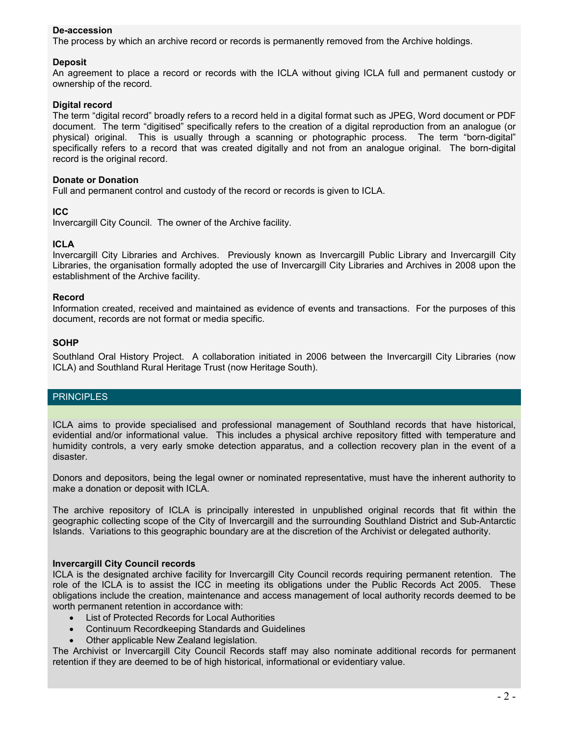**De-accession**
The process by which an archive record or records is permanently removed from the Archive holdings.

**Deposit**
An agreement to place a record or records with the ICLA without giving ICLA full and permanent custody or ownership of the record.

**Digital record**
The term "digital record" broadly refers to a record held in a digital format such as JPEG, Word document or PDF document. The term "digitised" specifically refers to the creation of a digital reproduction from an analogue (or physical) original. This is usually through a scanning or photographic process. The term "born-digital" specifically refers to a record that was created digitally and not from an analogue original. The born-digital record is the original record.

**Donate or Donation**
Full and permanent control and custody of the record or records is given to ICLA.

**ICC**
Invercargill City Council. The owner of the Archive facility.

**ICLA**
Invercargill City Libraries and Archives. Previously known as Invercargill Public Library and Invercargill City Libraries, the organisation formally adopted the use of Invercargill City Libraries and Archives in 2008 upon the establishment of the Archive facility.

**Record**
Information created, received and maintained as evidence of events and transactions. For the purposes of this document, records are not format or media specific.

**SOHP**
Southland Oral History Project. A collaboration initiated in 2006 between the Invercargill City Libraries (now ICLA) and Southland Rural Heritage Trust (now Heritage South).

## PRINCIPLES

ICLA aims to provide specialised and professional management of Southland records that have historical, evidential and/or informational value. This includes a physical archive repository fitted with temperature and humidity controls, a very early smoke detection apparatus, and a collection recovery plan in the event of a disaster.

Donors and depositors, being the legal owner or nominated representative, must have the inherent authority to make a donation or deposit with ICLA.

The archive repository of ICLA is principally interested in unpublished original records that fit within the geographic collecting scope of the City of Invercargill and the surrounding Southland District and Sub-Antarctic Islands. Variations to this geographic boundary are at the discretion of the Archivist or delegated authority.

**Invercargill City Council records**
ICLA is the designated archive facility for Invercargill City Council records requiring permanent retention. The role of the ICLA is to assist the ICC in meeting its obligations under the Public Records Act 2005. These obligations include the creation, maintenance and access management of local authority records deemed to be worth permanent retention in accordance with:

- List of Protected Records for Local Authorities
- Continuum Recordkeeping Standards and Guidelines
- Other applicable New Zealand legislation.

The Archivist or Invercargill City Council Records staff may also nominate additional records for permanent retention if they are deemed to be of high historical, informational or evidentiary value.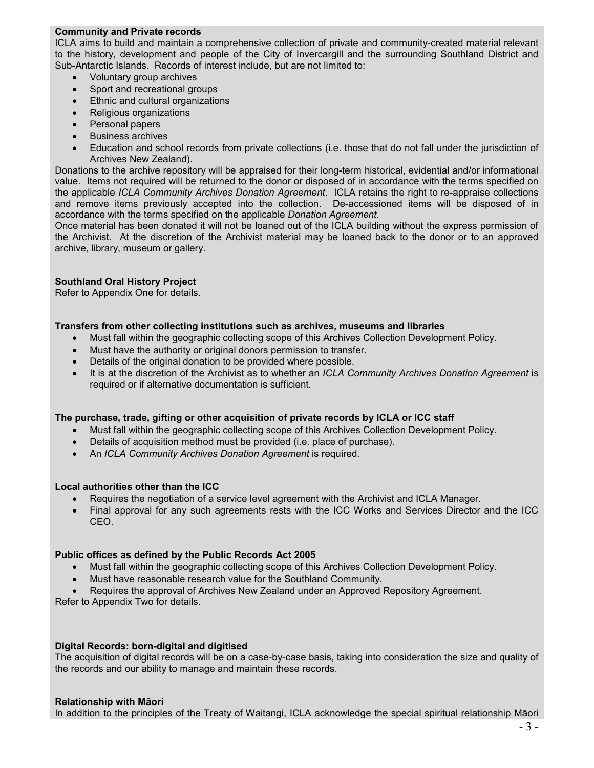**Community and Private records**

ICLA aims to build and maintain a comprehensive collection of private and community-created material relevant to the history, development and people of the City of Invercargill and the surrounding Southland District and Sub-Antarctic Islands. Records of interest include, but are not limited to:

- Voluntary group archives
- Sport and recreational groups
- Ethnic and cultural organizations
- Religious organizations
- Personal papers
- Business archives
- Education and school records from private collections (i.e. those that do not fall under the jurisdiction of Archives New Zealand).

Donations to the archive repository will be appraised for their long-term historical, evidential and/or informational value. Items not required will be returned to the donor or disposed of in accordance with the terms specified on the applicable *ICLA Community Archives Donation Agreement*. ICLA retains the right to re-appraise collections and remove items previously accepted into the collection. De-accessioned items will be disposed of in accordance with the terms specified on the applicable *Donation Agreement*.

Once material has been donated it will not be loaned out of the ICLA building without the express permission of the Archivist. At the discretion of the Archivist material may be loaned back to the donor or to an approved archive, library, museum or gallery.

**Southland Oral History Project**

Refer to Appendix One for details.

**Transfers from other collecting institutions such as archives, museums and libraries**

- Must fall within the geographic collecting scope of this Archives Collection Development Policy.
- Must have the authority or original donors permission to transfer.
- Details of the original donation to be provided where possible.
- It is at the discretion of the Archivist as to whether an *ICLA Community Archives Donation Agreement* is required or if alternative documentation is sufficient.

**The purchase, trade, gifting or other acquisition of private records by ICLA or ICC staff**

- Must fall within the geographic collecting scope of this Archives Collection Development Policy.
- Details of acquisition method must be provided (i.e. place of purchase).
- An *ICLA Community Archives Donation Agreement* is required.

**Local authorities other than the ICC**

- Requires the negotiation of a service level agreement with the Archivist and ICLA Manager.
- Final approval for any such agreements rests with the ICC Works and Services Director and the ICC CEO.

**Public offices as defined by the Public Records Act 2005**

- Must fall within the geographic collecting scope of this Archives Collection Development Policy.
- Must have reasonable research value for the Southland Community.
- Requires the approval of Archives New Zealand under an Approved Repository Agreement.

Refer to Appendix Two for details.

**Digital Records: born-digital and digitised**

The acquisition of digital records will be on a case-by-case basis, taking into consideration the size and quality of the records and our ability to manage and maintain these records.

**Relationship with Māori**

In addition to the principles of the Treaty of Waitangi, ICLA acknowledge the special spiritual relationship Māori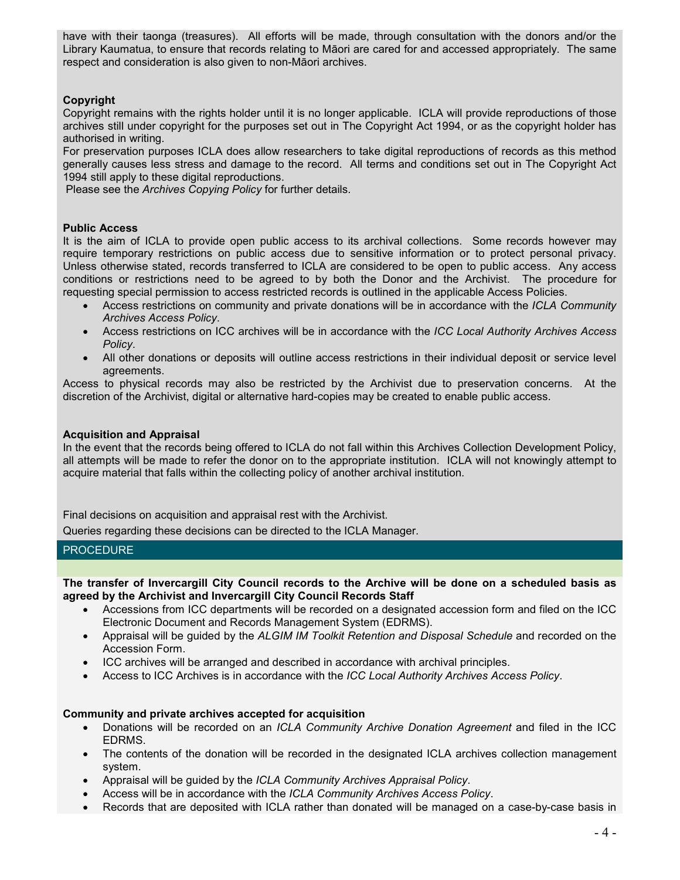have with their taonga (treasures). All efforts will be made, through consultation with the donors and/or the Library Kaumatua, to ensure that records relating to Māori are cared for and accessed appropriately. The same respect and consideration is also given to non-Māori archives.

**Copyright**

Copyright remains with the rights holder until it is no longer applicable. ICLA will provide reproductions of those archives still under copyright for the purposes set out in The Copyright Act 1994, or as the copyright holder has authorised in writing.

For preservation purposes ICLA does allow researchers to take digital reproductions of records as this method generally causes less stress and damage to the record. All terms and conditions set out in The Copyright Act 1994 still apply to these digital reproductions.

Please see the *Archives Copying Policy* for further details.

**Public Access**

It is the aim of ICLA to provide open public access to its archival collections. Some records however may require temporary restrictions on public access due to sensitive information or to protect personal privacy. Unless otherwise stated, records transferred to ICLA are considered to be open to public access. Any access conditions or restrictions need to be agreed to by both the Donor and the Archivist. The procedure for requesting special permission to access restricted records is outlined in the applicable Access Policies.

- Access restrictions on community and private donations will be in accordance with the *ICLA Community Archives Access Policy*.
- Access restrictions on ICC archives will be in accordance with the *ICC Local Authority Archives Access Policy*.
- All other donations or deposits will outline access restrictions in their individual deposit or service level agreements.

Access to physical records may also be restricted by the Archivist due to preservation concerns. At the discretion of the Archivist, digital or alternative hard-copies may be created to enable public access.

**Acquisition and Appraisal**

In the event that the records being offered to ICLA do not fall within this Archives Collection Development Policy, all attempts will be made to refer the donor on to the appropriate institution. ICLA will not knowingly attempt to acquire material that falls within the collecting policy of another archival institution.

Final decisions on acquisition and appraisal rest with the Archivist.

Queries regarding these decisions can be directed to the ICLA Manager.

## PROCEDURE

**The transfer of Invercargill City Council records to the Archive will be done on a scheduled basis as agreed by the Archivist and Invercargill City Council Records Staff**

- Accessions from ICC departments will be recorded on a designated accession form and filed on the ICC Electronic Document and Records Management System (EDRMS).
- Appraisal will be guided by the *ALGIM IM Toolkit Retention and Disposal Schedule* and recorded on the Accession Form.
- ICC archives will be arranged and described in accordance with archival principles.
- Access to ICC Archives is in accordance with the *ICC Local Authority Archives Access Policy*.

**Community and private archives accepted for acquisition**

- Donations will be recorded on an *ICLA Community Archive Donation Agreement* and filed in the ICC EDRMS.
- The contents of the donation will be recorded in the designated ICLA archives collection management system.
- Appraisal will be guided by the *ICLA Community Archives Appraisal Policy*.
- Access will be in accordance with the *ICLA Community Archives Access Policy*.
- Records that are deposited with ICLA rather than donated will be managed on a case-by-case basis in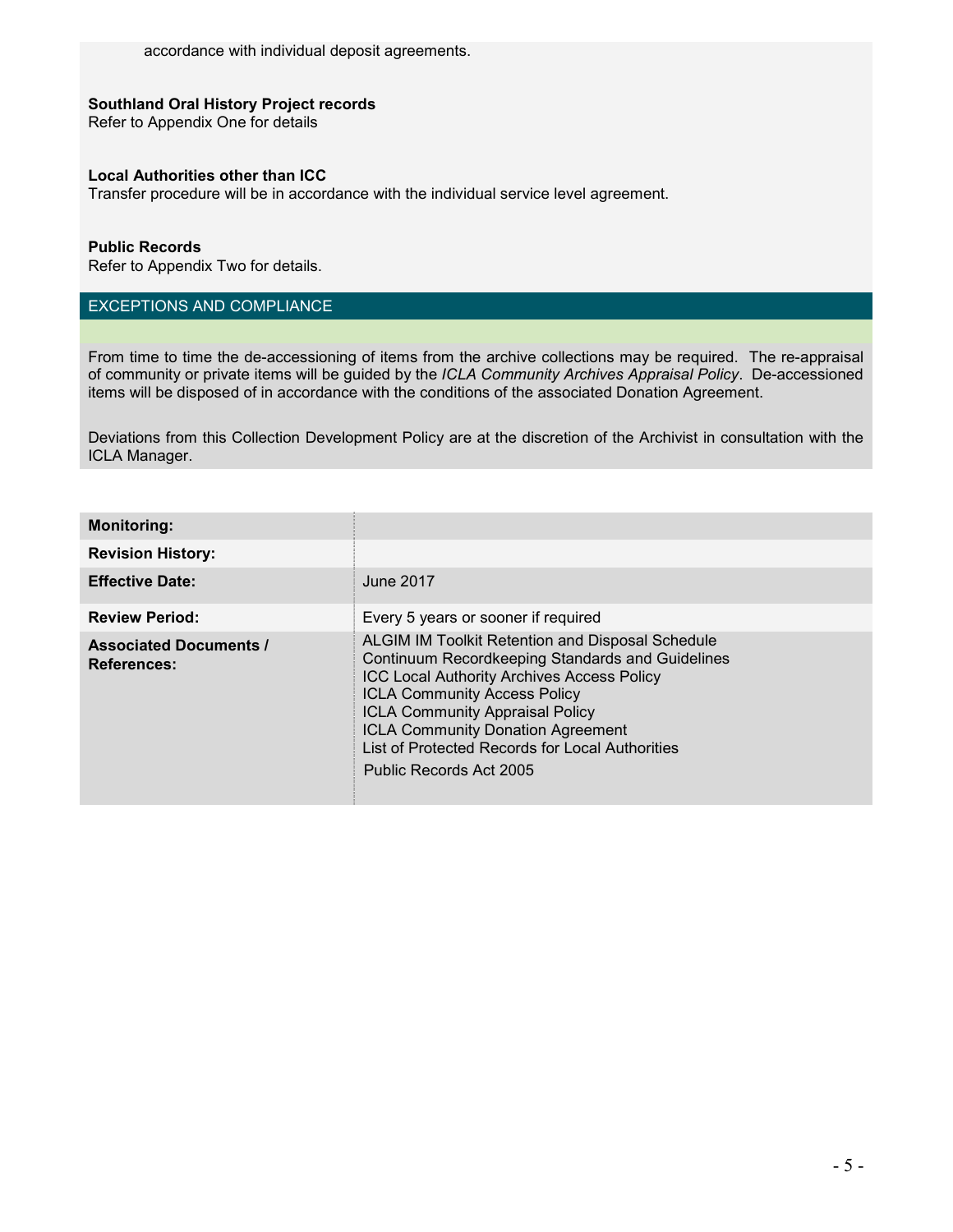accordance with individual deposit agreements.

**Southland Oral History Project records**
Refer to Appendix One for details

**Local Authorities other than ICC**
Transfer procedure will be in accordance with the individual service level agreement.

**Public Records**
Refer to Appendix Two for details.

## EXCEPTIONS AND COMPLIANCE

From time to time the de-accessioning of items from the archive collections may be required. The re-appraisal of community or private items will be guided by the *ICLA Community Archives Appraisal Policy*. De-accessioned items will be disposed of in accordance with the conditions of the associated Donation Agreement.

Deviations from this Collection Development Policy are at the discretion of the Archivist in consultation with the ICLA Manager.

| | |
|---|---|
| **Monitoring:** | |
| **Revision History:** | |
| **Effective Date:** | June 2017 |
| **Review Period:** | Every 5 years or sooner if required |
| **Associated Documents / References:** | ALGIM IM Toolkit Retention and Disposal Schedule<br>Continuum Recordkeeping Standards and Guidelines<br>ICC Local Authority Archives Access Policy<br>ICLA Community Access Policy<br>ICLA Community Appraisal Policy<br>ICLA Community Donation Agreement<br>List of Protected Records for Local Authorities<br>Public Records Act 2005 |